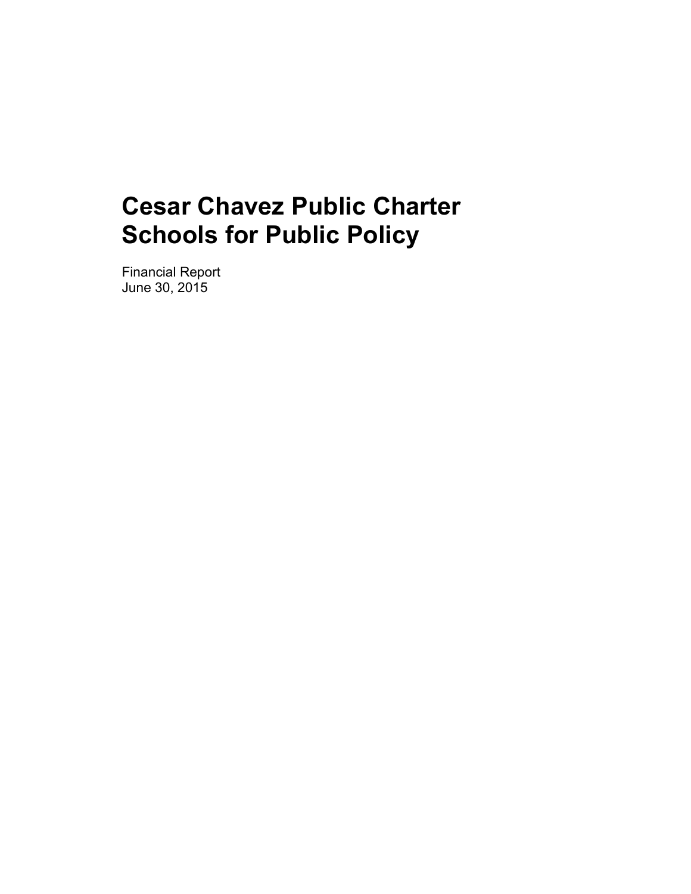# Cesar Chavez Public Charter Schools for Public Policy

Financial Report
June 30, 2015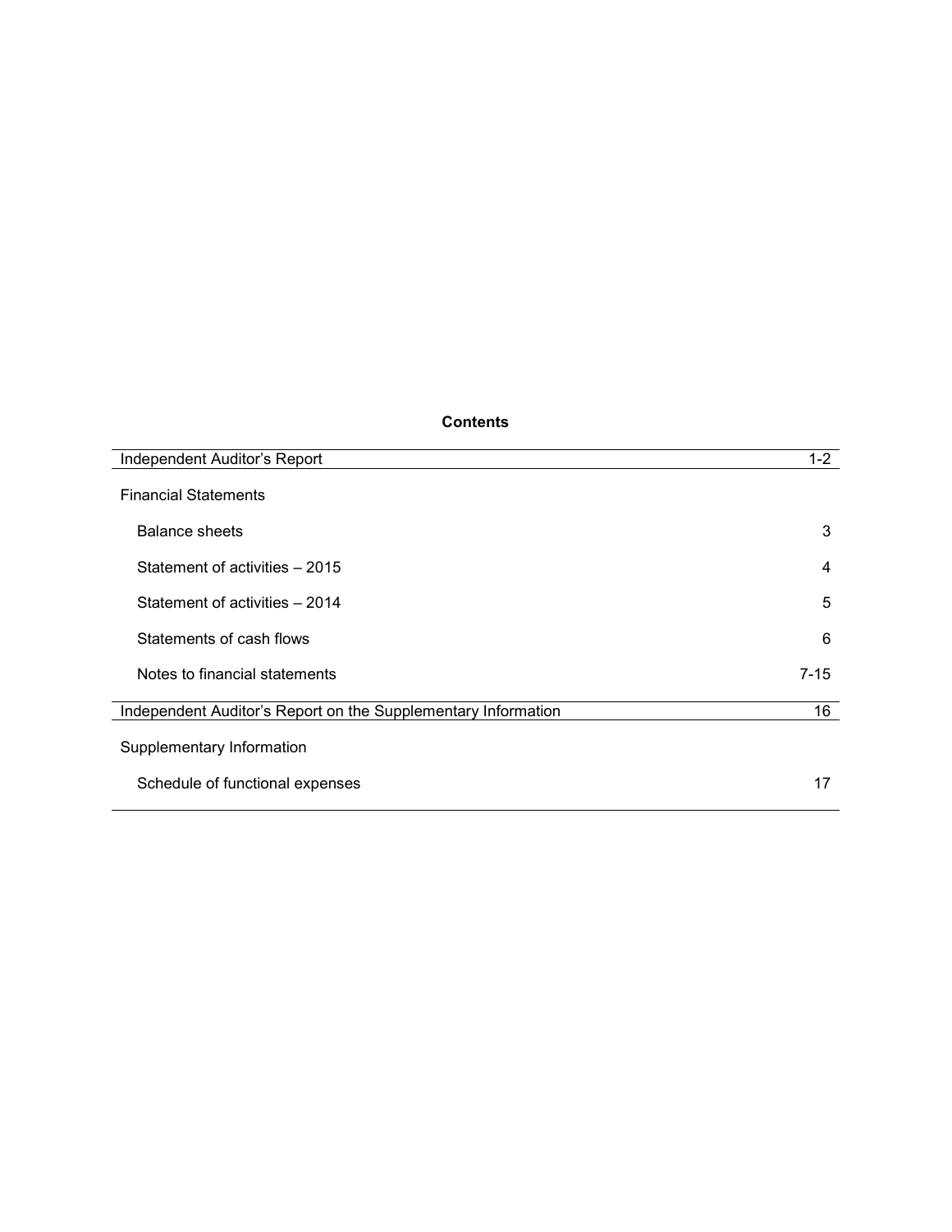# Contents

| | |
|---|---|
| Independent Auditor's Report | 1-2 |
| Financial Statements | |
| Balance sheets | 3 |
| Statement of activities – 2015 | 4 |
| Statement of activities – 2014 | 5 |
| Statements of cash flows | 6 |
| Notes to financial statements | 7-15 |
| Independent Auditor's Report on the Supplementary Information | 16 |
| Supplementary Information | |
| Schedule of functional expenses | 17 |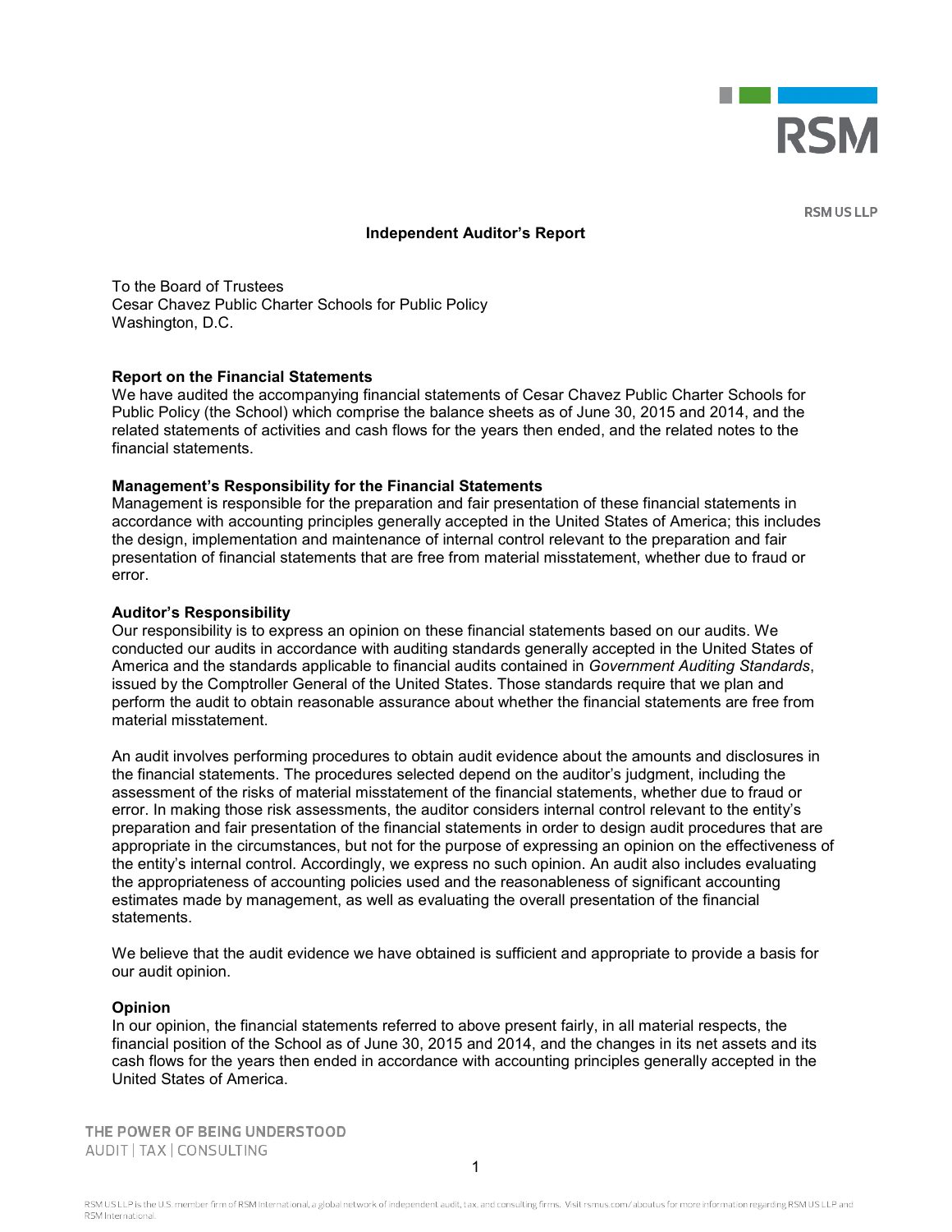RSM US LLP

# Independent Auditor's Report

To the Board of Trustees
Cesar Chavez Public Charter Schools for Public Policy
Washington, D.C.

**Report on the Financial Statements**
We have audited the accompanying financial statements of Cesar Chavez Public Charter Schools for Public Policy (the School) which comprise the balance sheets as of June 30, 2015 and 2014, and the related statements of activities and cash flows for the years then ended, and the related notes to the financial statements.

**Management's Responsibility for the Financial Statements**
Management is responsible for the preparation and fair presentation of these financial statements in accordance with accounting principles generally accepted in the United States of America; this includes the design, implementation and maintenance of internal control relevant to the preparation and fair presentation of financial statements that are free from material misstatement, whether due to fraud or error.

**Auditor's Responsibility**
Our responsibility is to express an opinion on these financial statements based on our audits. We conducted our audits in accordance with auditing standards generally accepted in the United States of America and the standards applicable to financial audits contained in *Government Auditing Standards*, issued by the Comptroller General of the United States. Those standards require that we plan and perform the audit to obtain reasonable assurance about whether the financial statements are free from material misstatement.

An audit involves performing procedures to obtain audit evidence about the amounts and disclosures in the financial statements. The procedures selected depend on the auditor's judgment, including the assessment of the risks of material misstatement of the financial statements, whether due to fraud or error. In making those risk assessments, the auditor considers internal control relevant to the entity's preparation and fair presentation of the financial statements in order to design audit procedures that are appropriate in the circumstances, but not for the purpose of expressing an opinion on the effectiveness of the entity's internal control. Accordingly, we express no such opinion. An audit also includes evaluating the appropriateness of accounting policies used and the reasonableness of significant accounting estimates made by management, as well as evaluating the overall presentation of the financial statements.

We believe that the audit evidence we have obtained is sufficient and appropriate to provide a basis for our audit opinion.

**Opinion**
In our opinion, the financial statements referred to above present fairly, in all material respects, the financial position of the School as of June 30, 2015 and 2014, and the changes in its net assets and its cash flows for the years then ended in accordance with accounting principles generally accepted in the United States of America.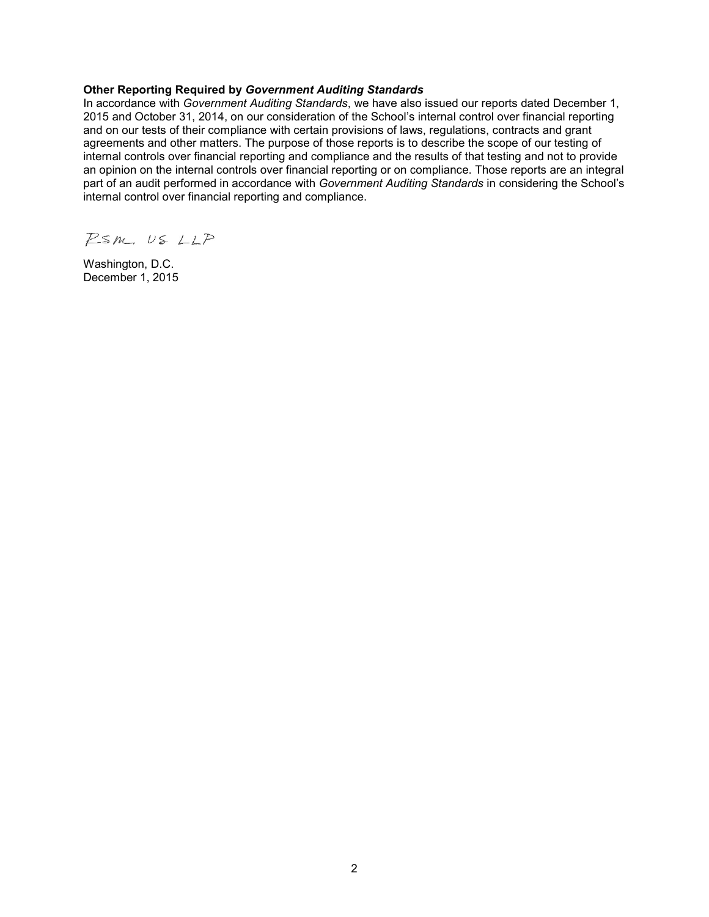**Other Reporting Required by *Government Auditing Standards***

In accordance with *Government Auditing Standards*, we have also issued our reports dated December 1, 2015 and October 31, 2014, on our consideration of the School's internal control over financial reporting and on our tests of their compliance with certain provisions of laws, regulations, contracts and grant agreements and other matters. The purpose of those reports is to describe the scope of our testing of internal controls over financial reporting and compliance and the results of that testing and not to provide an opinion on the internal controls over financial reporting or on compliance. Those reports are an integral part of an audit performed in accordance with *Government Auditing Standards* in considering the School's internal control over financial reporting and compliance.

RSM US LLP

Washington, D.C.
December 1, 2015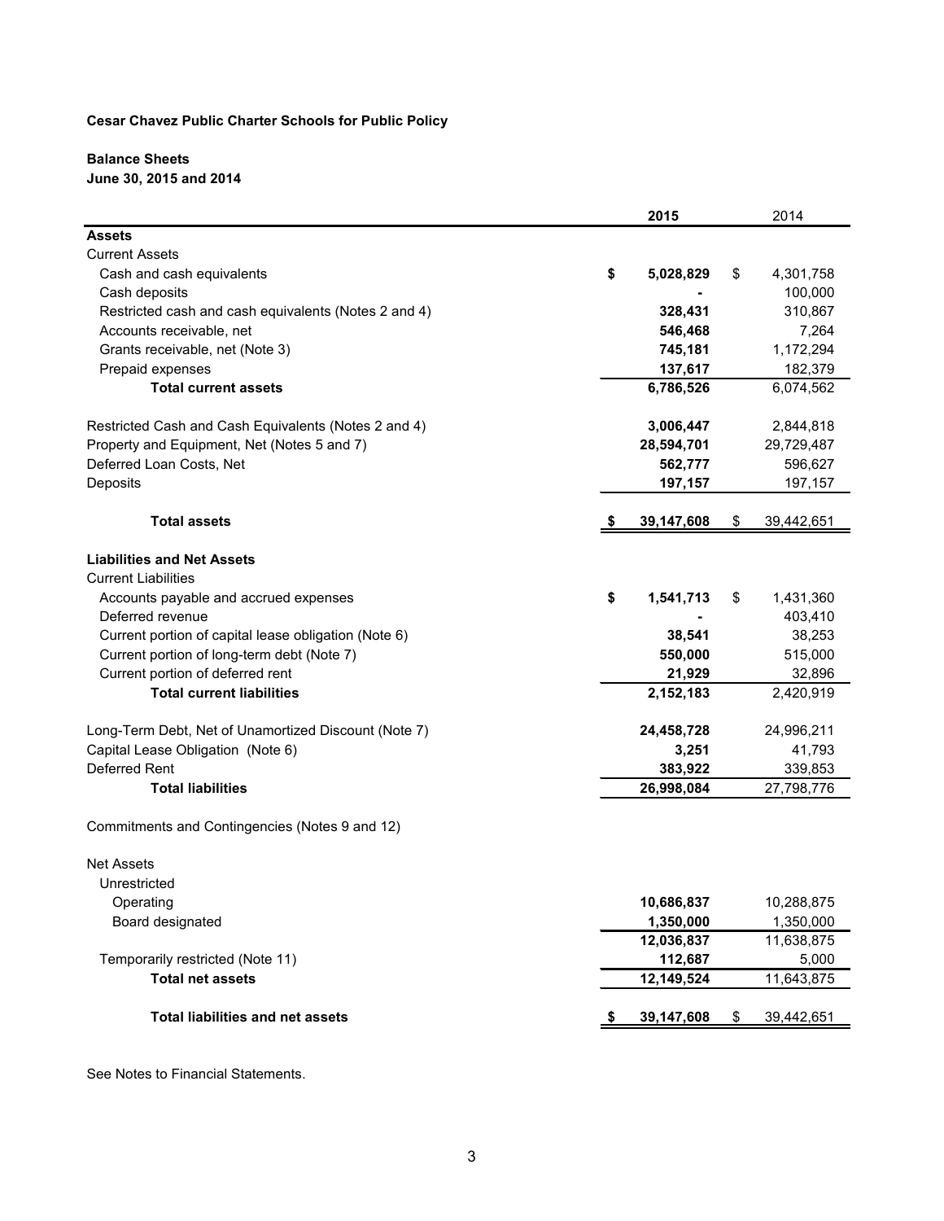**Cesar Chavez Public Charter Schools for Public Policy**

**Balance Sheets**
**June 30, 2015 and 2014**

| | 2015 | 2014 |
|---|---|---|
| **Assets** | | |
| Current Assets | | |
| Cash and cash equivalents | **$ 5,028,829** | $ 4,301,758 |
| Cash deposits | **-** | 100,000 |
| Restricted cash and cash equivalents (Notes 2 and 4) | **328,431** | 310,867 |
| Accounts receivable, net | **546,468** | 7,264 |
| Grants receivable, net (Note 3) | **745,181** | 1,172,294 |
| Prepaid expenses | **137,617** | 182,379 |
| **Total current assets** | **6,786,526** | 6,074,562 |
| Restricted Cash and Cash Equivalents (Notes 2 and 4) | **3,006,447** | 2,844,818 |
| Property and Equipment, Net (Notes 5 and 7) | **28,594,701** | 29,729,487 |
| Deferred Loan Costs, Net | **562,777** | 596,627 |
| Deposits | **197,157** | 197,157 |
| **Total assets** | **$ 39,147,608** | $ 39,442,651 |
| **Liabilities and Net Assets** | | |
| Current Liabilities | | |
| Accounts payable and accrued expenses | **$ 1,541,713** | $ 1,431,360 |
| Deferred revenue | **-** | 403,410 |
| Current portion of capital lease obligation (Note 6) | **38,541** | 38,253 |
| Current portion of long-term debt (Note 7) | **550,000** | 515,000 |
| Current portion of deferred rent | **21,929** | 32,896 |
| **Total current liabilities** | **2,152,183** | 2,420,919 |
| Long-Term Debt, Net of Unamortized Discount (Note 7) | **24,458,728** | 24,996,211 |
| Capital Lease Obligation (Note 6) | **3,251** | 41,793 |
| Deferred Rent | **383,922** | 339,853 |
| **Total liabilities** | **26,998,084** | 27,798,776 |
| Commitments and Contingencies (Notes 9 and 12) | | |
| Net Assets | | |
| Unrestricted | | |
| Operating | **10,686,837** | 10,288,875 |
| Board designated | **1,350,000** | 1,350,000 |
| | **12,036,837** | 11,638,875 |
| Temporarily restricted (Note 11) | **112,687** | 5,000 |
| **Total net assets** | **12,149,524** | 11,643,875 |
| **Total liabilities and net assets** | **$ 39,147,608** | $ 39,442,651 |

See Notes to Financial Statements.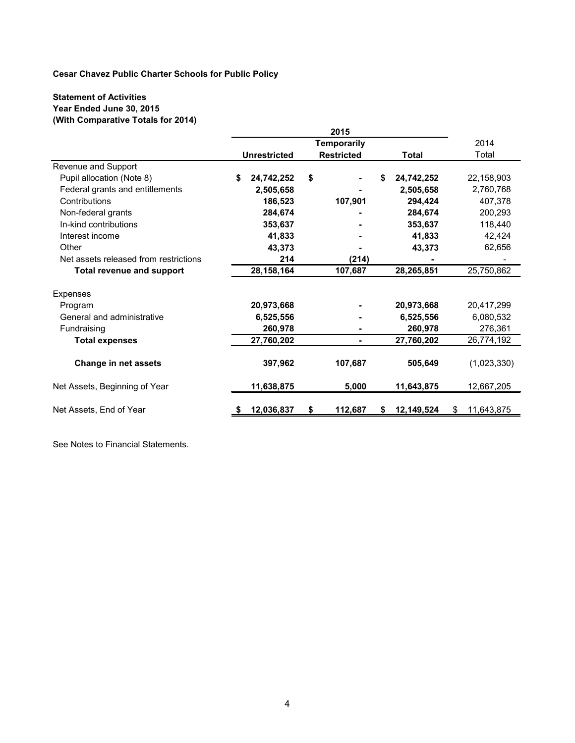**Cesar Chavez Public Charter Schools for Public Policy**

**Statement of Activities**
**Year Ended June 30, 2015**
**(With Comparative Totals for 2014)**

| | 2015 | | | |
|---|---|---|---|---|
| | **Unrestricted** | **Temporarily Restricted** | **Total** | 2014 Total |
| Revenue and Support | | | | |
| Pupil allocation (Note 8) | **$ 24,742,252** | **$ -** | **$ 24,742,252** | 22,158,903 |
| Federal grants and entitlements | **2,505,658** | **-** | **2,505,658** | 2,760,768 |
| Contributions | **186,523** | **107,901** | **294,424** | 407,378 |
| Non-federal grants | **284,674** | **-** | **284,674** | 200,293 |
| In-kind contributions | **353,637** | **-** | **353,637** | 118,440 |
| Interest income | **41,833** | **-** | **41,833** | 42,424 |
| Other | **43,373** | **-** | **43,373** | 62,656 |
| Net assets released from restrictions | **214** | **(214)** | **-** | - |
| **Total revenue and support** | **28,158,164** | **107,687** | **28,265,851** | 25,750,862 |
| Expenses | | | | |
| Program | **20,973,668** | **-** | **20,973,668** | 20,417,299 |
| General and administrative | **6,525,556** | **-** | **6,525,556** | 6,080,532 |
| Fundraising | **260,978** | **-** | **260,978** | 276,361 |
| **Total expenses** | **27,760,202** | **-** | **27,760,202** | 26,774,192 |
| **Change in net assets** | **397,962** | **107,687** | **505,649** | (1,023,330) |
| Net Assets, Beginning of Year | **11,638,875** | **5,000** | **11,643,875** | 12,667,205 |
| Net Assets, End of Year | **$ 12,036,837** | **$ 112,687** | **$ 12,149,524** | $ 11,643,875 |

See Notes to Financial Statements.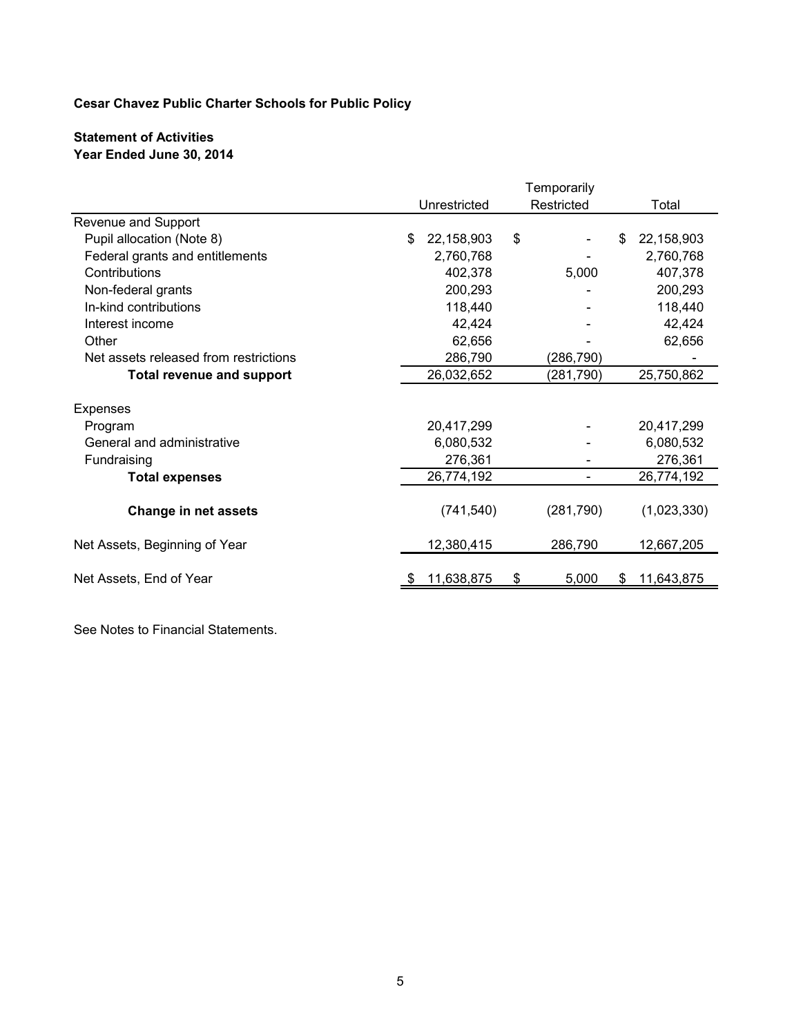**Cesar Chavez Public Charter Schools for Public Policy**

**Statement of Activities**
**Year Ended June 30, 2014**

| | Unrestricted | Temporarily Restricted | Total |
|---|---|---|---|
| Revenue and Support | | | |
| Pupil allocation (Note 8) | $ 22,158,903 | $ - | $ 22,158,903 |
| Federal grants and entitlements | 2,760,768 | - | 2,760,768 |
| Contributions | 402,378 | 5,000 | 407,378 |
| Non-federal grants | 200,293 | - | 200,293 |
| In-kind contributions | 118,440 | - | 118,440 |
| Interest income | 42,424 | - | 42,424 |
| Other | 62,656 | - | 62,656 |
| Net assets released from restrictions | 286,790 | (286,790) | - |
| **Total revenue and support** | 26,032,652 | (281,790) | 25,750,862 |
| Expenses | | | |
| Program | 20,417,299 | - | 20,417,299 |
| General and administrative | 6,080,532 | - | 6,080,532 |
| Fundraising | 276,361 | - | 276,361 |
| **Total expenses** | 26,774,192 | - | 26,774,192 |
| **Change in net assets** | (741,540) | (281,790) | (1,023,330) |
| Net Assets, Beginning of Year | 12,380,415 | 286,790 | 12,667,205 |
| Net Assets, End of Year | $ 11,638,875 | $ 5,000 | $ 11,643,875 |

See Notes to Financial Statements.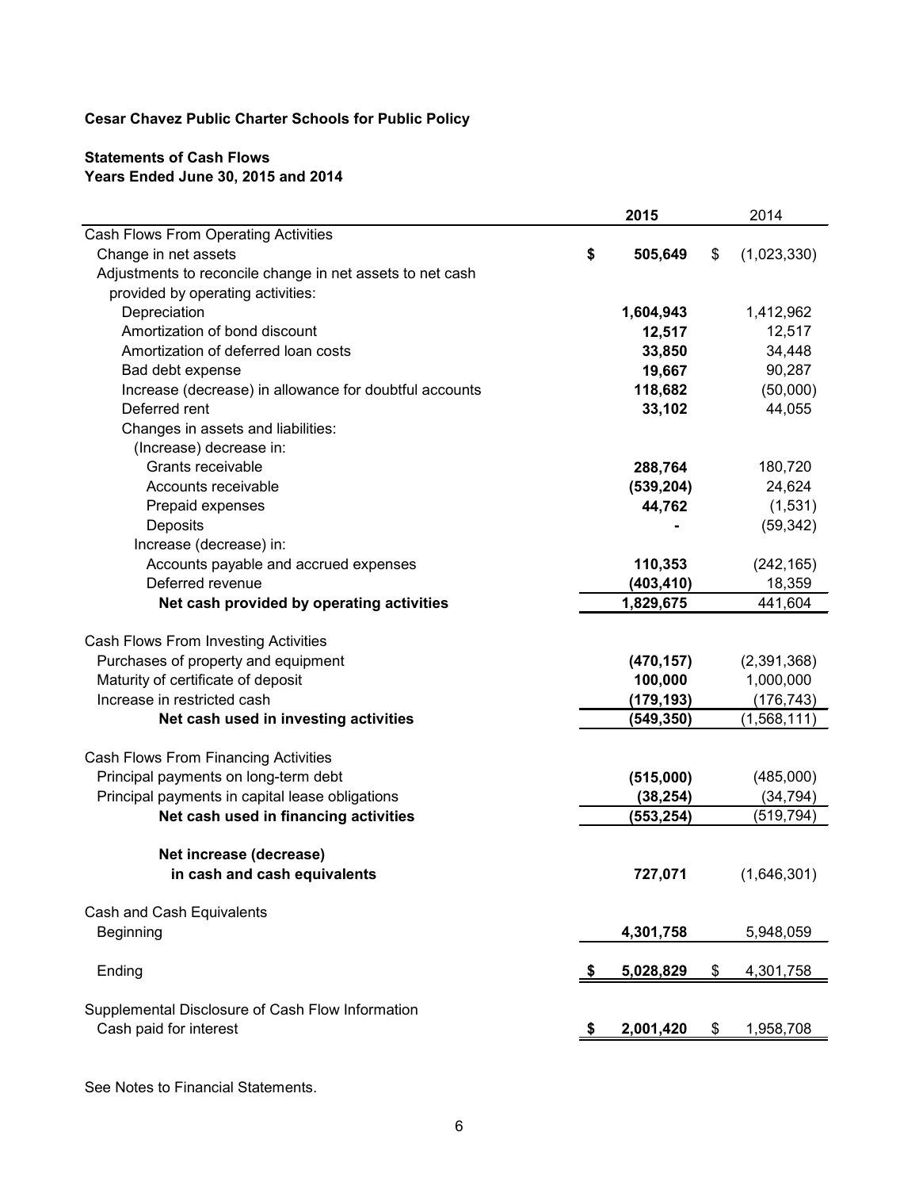**Cesar Chavez Public Charter Schools for Public Policy**

**Statements of Cash Flows**
**Years Ended June 30, 2015 and 2014**

| | **2015** | 2014 |
|---|---|---|
| Cash Flows From Operating Activities | | |
| Change in net assets | **$ 505,649** | $ (1,023,330) |
| Adjustments to reconcile change in net assets to net cash provided by operating activities: | | |
| Depreciation | **1,604,943** | 1,412,962 |
| Amortization of bond discount | **12,517** | 12,517 |
| Amortization of deferred loan costs | **33,850** | 34,448 |
| Bad debt expense | **19,667** | 90,287 |
| Increase (decrease) in allowance for doubtful accounts | **118,682** | (50,000) |
| Deferred rent | **33,102** | 44,055 |
| Changes in assets and liabilities: | | |
| (Increase) decrease in: | | |
| Grants receivable | **288,764** | 180,720 |
| Accounts receivable | **(539,204)** | 24,624 |
| Prepaid expenses | **44,762** | (1,531) |
| Deposits | **-** | (59,342) |
| Increase (decrease) in: | | |
| Accounts payable and accrued expenses | **110,353** | (242,165) |
| Deferred revenue | **(403,410)** | 18,359 |
| **Net cash provided by operating activities** | **1,829,675** | 441,604 |
| | | |
| Cash Flows From Investing Activities | | |
| Purchases of property and equipment | **(470,157)** | (2,391,368) |
| Maturity of certificate of deposit | **100,000** | 1,000,000 |
| Increase in restricted cash | **(179,193)** | (176,743) |
| **Net cash used in investing activities** | **(549,350)** | (1,568,111) |
| | | |
| Cash Flows From Financing Activities | | |
| Principal payments on long-term debt | **(515,000)** | (485,000) |
| Principal payments in capital lease obligations | **(38,254)** | (34,794) |
| **Net cash used in financing activities** | **(553,254)** | (519,794) |
| | | |
| **Net increase (decrease) in cash and cash equivalents** | **727,071** | (1,646,301) |
| | | |
| Cash and Cash Equivalents | | |
| Beginning | **4,301,758** | 5,948,059 |
| | | |
| Ending | **$ 5,028,829** | $ 4,301,758 |
| | | |
| Supplemental Disclosure of Cash Flow Information | | |
| Cash paid for interest | **$ 2,001,420** | $ 1,958,708 |

See Notes to Financial Statements.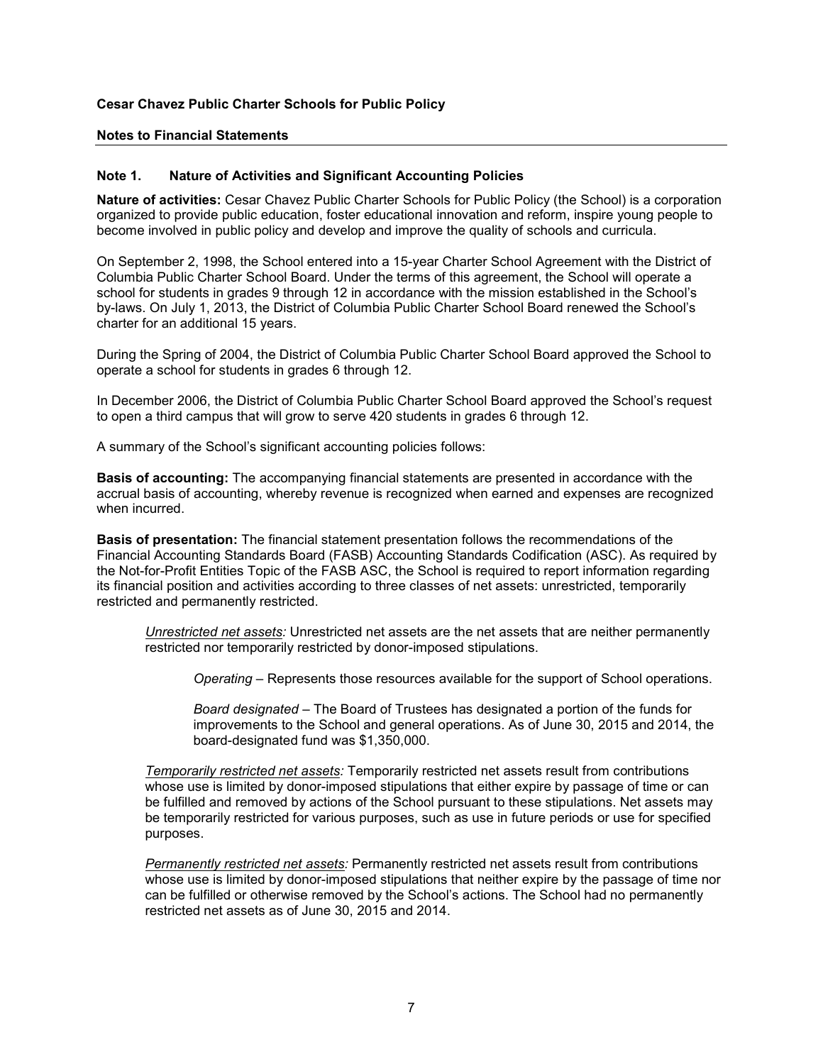**Cesar Chavez Public Charter Schools for Public Policy**

**Notes to Financial Statements**

## Note 1. Nature of Activities and Significant Accounting Policies

**Nature of activities:** Cesar Chavez Public Charter Schools for Public Policy (the School) is a corporation organized to provide public education, foster educational innovation and reform, inspire young people to become involved in public policy and develop and improve the quality of schools and curricula.

On September 2, 1998, the School entered into a 15-year Charter School Agreement with the District of Columbia Public Charter School Board. Under the terms of this agreement, the School will operate a school for students in grades 9 through 12 in accordance with the mission established in the School's by-laws. On July 1, 2013, the District of Columbia Public Charter School Board renewed the School's charter for an additional 15 years.

During the Spring of 2004, the District of Columbia Public Charter School Board approved the School to operate a school for students in grades 6 through 12.

In December 2006, the District of Columbia Public Charter School Board approved the School's request to open a third campus that will grow to serve 420 students in grades 6 through 12.

A summary of the School's significant accounting policies follows:

**Basis of accounting:** The accompanying financial statements are presented in accordance with the accrual basis of accounting, whereby revenue is recognized when earned and expenses are recognized when incurred.

**Basis of presentation:** The financial statement presentation follows the recommendations of the Financial Accounting Standards Board (FASB) Accounting Standards Codification (ASC). As required by the Not-for-Profit Entities Topic of the FASB ASC, the School is required to report information regarding its financial position and activities according to three classes of net assets: unrestricted, temporarily restricted and permanently restricted.

> *Unrestricted net assets:* Unrestricted net assets are the net assets that are neither permanently restricted nor temporarily restricted by donor-imposed stipulations.
>
> > *Operating* – Represents those resources available for the support of School operations.
> >
> > *Board designated* – The Board of Trustees has designated a portion of the funds for improvements to the School and general operations. As of June 30, 2015 and 2014, the board-designated fund was $1,350,000.
>
> *Temporarily restricted net assets:* Temporarily restricted net assets result from contributions whose use is limited by donor-imposed stipulations that either expire by passage of time or can be fulfilled and removed by actions of the School pursuant to these stipulations. Net assets may be temporarily restricted for various purposes, such as use in future periods or use for specified purposes.
>
> *Permanently restricted net assets:* Permanently restricted net assets result from contributions whose use is limited by donor-imposed stipulations that neither expire by the passage of time nor can be fulfilled or otherwise removed by the School's actions. The School had no permanently restricted net assets as of June 30, 2015 and 2014.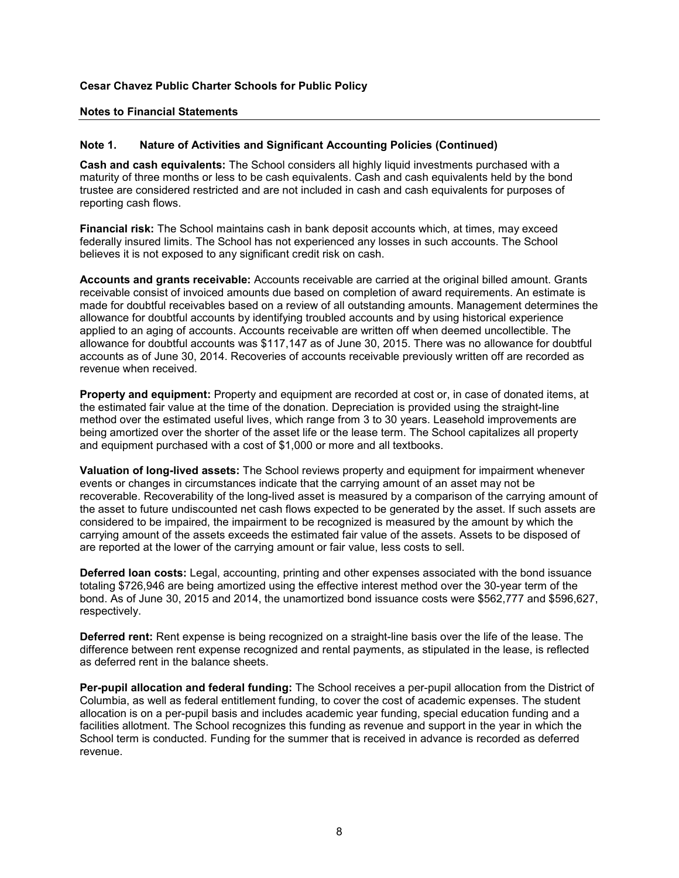**Cesar Chavez Public Charter Schools for Public Policy**

**Notes to Financial Statements**

**Note 1. Nature of Activities and Significant Accounting Policies (Continued)**

**Cash and cash equivalents:** The School considers all highly liquid investments purchased with a maturity of three months or less to be cash equivalents. Cash and cash equivalents held by the bond trustee are considered restricted and are not included in cash and cash equivalents for purposes of reporting cash flows.

**Financial risk:** The School maintains cash in bank deposit accounts which, at times, may exceed federally insured limits. The School has not experienced any losses in such accounts. The School believes it is not exposed to any significant credit risk on cash.

**Accounts and grants receivable:** Accounts receivable are carried at the original billed amount. Grants receivable consist of invoiced amounts due based on completion of award requirements. An estimate is made for doubtful receivables based on a review of all outstanding amounts. Management determines the allowance for doubtful accounts by identifying troubled accounts and by using historical experience applied to an aging of accounts. Accounts receivable are written off when deemed uncollectible. The allowance for doubtful accounts was $117,147 as of June 30, 2015. There was no allowance for doubtful accounts as of June 30, 2014. Recoveries of accounts receivable previously written off are recorded as revenue when received.

**Property and equipment:** Property and equipment are recorded at cost or, in case of donated items, at the estimated fair value at the time of the donation. Depreciation is provided using the straight-line method over the estimated useful lives, which range from 3 to 30 years. Leasehold improvements are being amortized over the shorter of the asset life or the lease term. The School capitalizes all property and equipment purchased with a cost of $1,000 or more and all textbooks.

**Valuation of long-lived assets:** The School reviews property and equipment for impairment whenever events or changes in circumstances indicate that the carrying amount of an asset may not be recoverable. Recoverability of the long-lived asset is measured by a comparison of the carrying amount of the asset to future undiscounted net cash flows expected to be generated by the asset. If such assets are considered to be impaired, the impairment to be recognized is measured by the amount by which the carrying amount of the assets exceeds the estimated fair value of the assets. Assets to be disposed of are reported at the lower of the carrying amount or fair value, less costs to sell.

**Deferred loan costs:** Legal, accounting, printing and other expenses associated with the bond issuance totaling $726,946 are being amortized using the effective interest method over the 30-year term of the bond. As of June 30, 2015 and 2014, the unamortized bond issuance costs were $562,777 and $596,627, respectively.

**Deferred rent:** Rent expense is being recognized on a straight-line basis over the life of the lease. The difference between rent expense recognized and rental payments, as stipulated in the lease, is reflected as deferred rent in the balance sheets.

**Per-pupil allocation and federal funding:** The School receives a per-pupil allocation from the District of Columbia, as well as federal entitlement funding, to cover the cost of academic expenses. The student allocation is on a per-pupil basis and includes academic year funding, special education funding and a facilities allotment. The School recognizes this funding as revenue and support in the year in which the School term is conducted. Funding for the summer that is received in advance is recorded as deferred revenue.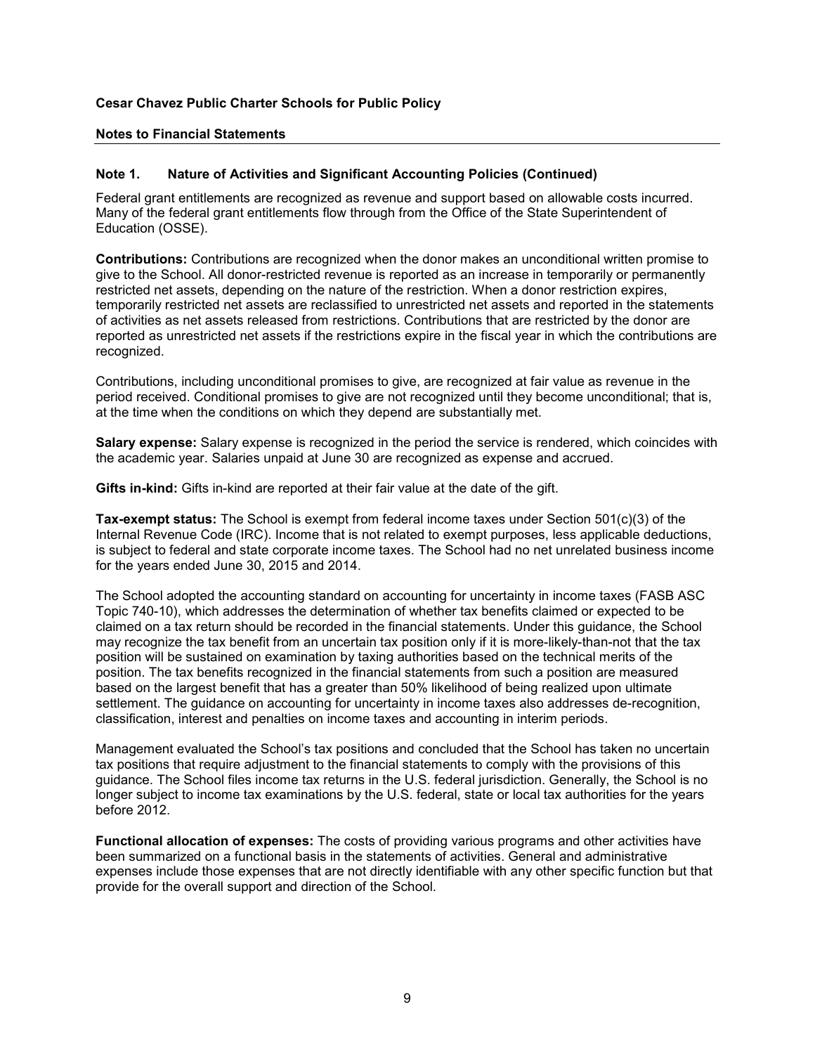**Cesar Chavez Public Charter Schools for Public Policy**

**Notes to Financial Statements**

**Note 1. Nature of Activities and Significant Accounting Policies (Continued)**

Federal grant entitlements are recognized as revenue and support based on allowable costs incurred. Many of the federal grant entitlements flow through from the Office of the State Superintendent of Education (OSSE).

**Contributions:** Contributions are recognized when the donor makes an unconditional written promise to give to the School. All donor-restricted revenue is reported as an increase in temporarily or permanently restricted net assets, depending on the nature of the restriction. When a donor restriction expires, temporarily restricted net assets are reclassified to unrestricted net assets and reported in the statements of activities as net assets released from restrictions. Contributions that are restricted by the donor are reported as unrestricted net assets if the restrictions expire in the fiscal year in which the contributions are recognized.

Contributions, including unconditional promises to give, are recognized at fair value as revenue in the period received. Conditional promises to give are not recognized until they become unconditional; that is, at the time when the conditions on which they depend are substantially met.

**Salary expense:** Salary expense is recognized in the period the service is rendered, which coincides with the academic year. Salaries unpaid at June 30 are recognized as expense and accrued.

**Gifts in-kind:** Gifts in-kind are reported at their fair value at the date of the gift.

**Tax-exempt status:** The School is exempt from federal income taxes under Section 501(c)(3) of the Internal Revenue Code (IRC). Income that is not related to exempt purposes, less applicable deductions, is subject to federal and state corporate income taxes. The School had no net unrelated business income for the years ended June 30, 2015 and 2014.

The School adopted the accounting standard on accounting for uncertainty in income taxes (FASB ASC Topic 740-10), which addresses the determination of whether tax benefits claimed or expected to be claimed on a tax return should be recorded in the financial statements. Under this guidance, the School may recognize the tax benefit from an uncertain tax position only if it is more-likely-than-not that the tax position will be sustained on examination by taxing authorities based on the technical merits of the position. The tax benefits recognized in the financial statements from such a position are measured based on the largest benefit that has a greater than 50% likelihood of being realized upon ultimate settlement. The guidance on accounting for uncertainty in income taxes also addresses de-recognition, classification, interest and penalties on income taxes and accounting in interim periods.

Management evaluated the School's tax positions and concluded that the School has taken no uncertain tax positions that require adjustment to the financial statements to comply with the provisions of this guidance. The School files income tax returns in the U.S. federal jurisdiction. Generally, the School is no longer subject to income tax examinations by the U.S. federal, state or local tax authorities for the years before 2012.

**Functional allocation of expenses:** The costs of providing various programs and other activities have been summarized on a functional basis in the statements of activities. General and administrative expenses include those expenses that are not directly identifiable with any other specific function but that provide for the overall support and direction of the School.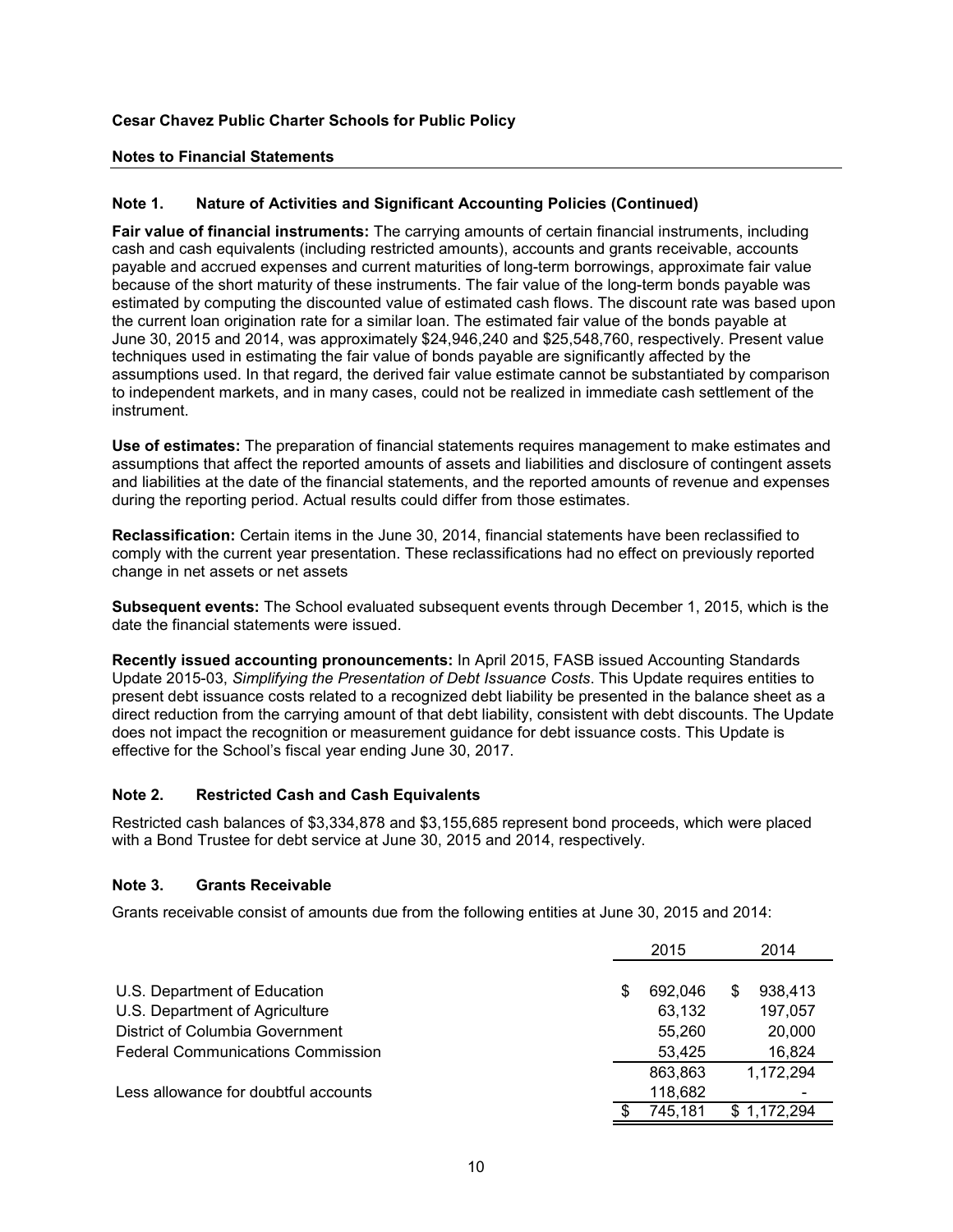**Cesar Chavez Public Charter Schools for Public Policy**

**Notes to Financial Statements**

### Note 1. Nature of Activities and Significant Accounting Policies (Continued)

**Fair value of financial instruments:** The carrying amounts of certain financial instruments, including cash and cash equivalents (including restricted amounts), accounts and grants receivable, accounts payable and accrued expenses and current maturities of long-term borrowings, approximate fair value because of the short maturity of these instruments. The fair value of the long-term bonds payable was estimated by computing the discounted value of estimated cash flows. The discount rate was based upon the current loan origination rate for a similar loan. The estimated fair value of the bonds payable at June 30, 2015 and 2014, was approximately $24,946,240 and $25,548,760, respectively. Present value techniques used in estimating the fair value of bonds payable are significantly affected by the assumptions used. In that regard, the derived fair value estimate cannot be substantiated by comparison to independent markets, and in many cases, could not be realized in immediate cash settlement of the instrument.

**Use of estimates:** The preparation of financial statements requires management to make estimates and assumptions that affect the reported amounts of assets and liabilities and disclosure of contingent assets and liabilities at the date of the financial statements, and the reported amounts of revenue and expenses during the reporting period. Actual results could differ from those estimates.

**Reclassification:** Certain items in the June 30, 2014, financial statements have been reclassified to comply with the current year presentation. These reclassifications had no effect on previously reported change in net assets or net assets

**Subsequent events:** The School evaluated subsequent events through December 1, 2015, which is the date the financial statements were issued.

**Recently issued accounting pronouncements:** In April 2015, FASB issued Accounting Standards Update 2015-03, *Simplifying the Presentation of Debt Issuance Costs*. This Update requires entities to present debt issuance costs related to a recognized debt liability be presented in the balance sheet as a direct reduction from the carrying amount of that debt liability, consistent with debt discounts. The Update does not impact the recognition or measurement guidance for debt issuance costs. This Update is effective for the School's fiscal year ending June 30, 2017.

### Note 2. Restricted Cash and Cash Equivalents

Restricted cash balances of $3,334,878 and $3,155,685 represent bond proceeds, which were placed with a Bond Trustee for debt service at June 30, 2015 and 2014, respectively.

### Note 3. Grants Receivable

Grants receivable consist of amounts due from the following entities at June 30, 2015 and 2014:

| | 2015 | 2014 |
|---|---|---|
| U.S. Department of Education | $ 692,046 | $ 938,413 |
| U.S. Department of Agriculture | 63,132 | 197,057 |
| District of Columbia Government | 55,260 | 20,000 |
| Federal Communications Commission | 53,425 | 16,824 |
| | 863,863 | 1,172,294 |
| Less allowance for doubtful accounts | 118,682 | - |
| | $ 745,181 | $ 1,172,294 |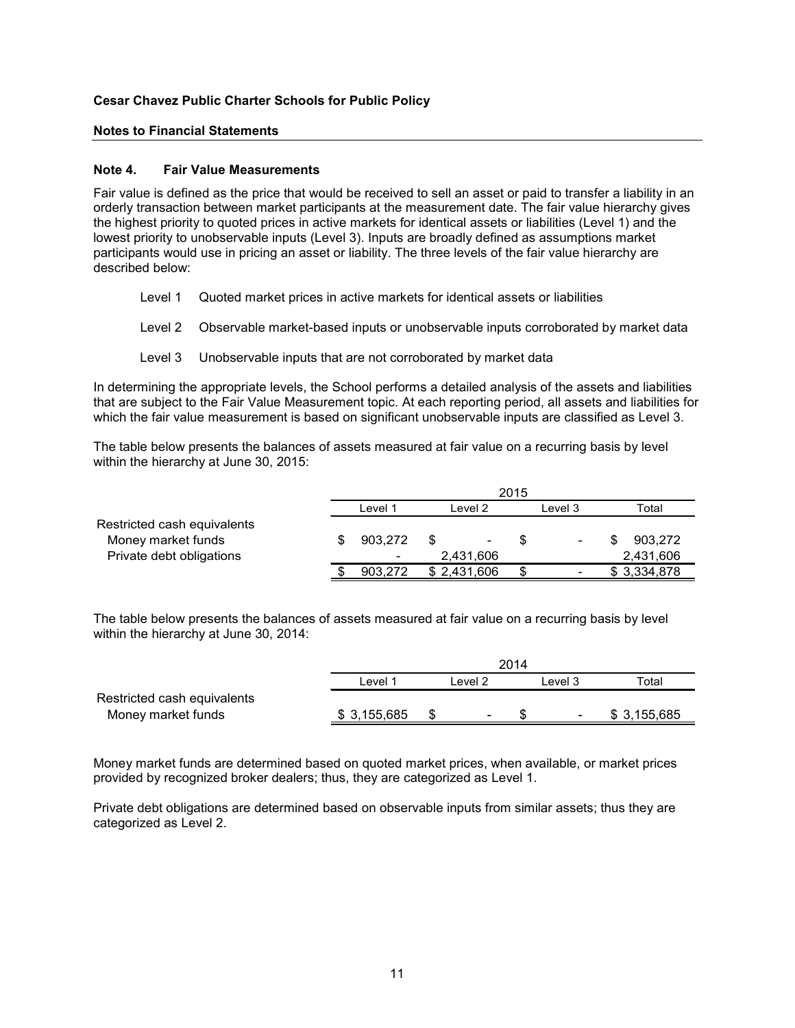**Cesar Chavez Public Charter Schools for Public Policy**

**Notes to Financial Statements**

## Note 4. Fair Value Measurements

Fair value is defined as the price that would be received to sell an asset or paid to transfer a liability in an orderly transaction between market participants at the measurement date. The fair value hierarchy gives the highest priority to quoted prices in active markets for identical assets or liabilities (Level 1) and the lowest priority to unobservable inputs (Level 3). Inputs are broadly defined as assumptions market participants would use in pricing an asset or liability. The three levels of the fair value hierarchy are described below:

Level 1 Quoted market prices in active markets for identical assets or liabilities

Level 2 Observable market-based inputs or unobservable inputs corroborated by market data

Level 3 Unobservable inputs that are not corroborated by market data

In determining the appropriate levels, the School performs a detailed analysis of the assets and liabilities that are subject to the Fair Value Measurement topic. At each reporting period, all assets and liabilities for which the fair value measurement is based on significant unobservable inputs are classified as Level 3.

The table below presents the balances of assets measured at fair value on a recurring basis by level within the hierarchy at June 30, 2015:

| | 2015 | | | |
|---|---|---|---|---|
| | Level 1 | Level 2 | Level 3 | Total |
| Restricted cash equivalents | | | | |
| Money market funds | $ 903,272 | $ - | $ - | $ 903,272 |
| Private debt obligations | - | 2,431,606 | | 2,431,606 |
| | $ 903,272 | $ 2,431,606 | $ - | $ 3,334,878 |

The table below presents the balances of assets measured at fair value on a recurring basis by level within the hierarchy at June 30, 2014:

| | 2014 | | | |
|---|---|---|---|---|
| | Level 1 | Level 2 | Level 3 | Total |
| Restricted cash equivalents | | | | |
| Money market funds | $ 3,155,685 | $ - | $ - | $ 3,155,685 |

Money market funds are determined based on quoted market prices, when available, or market prices provided by recognized broker dealers; thus, they are categorized as Level 1.

Private debt obligations are determined based on observable inputs from similar assets; thus they are categorized as Level 2.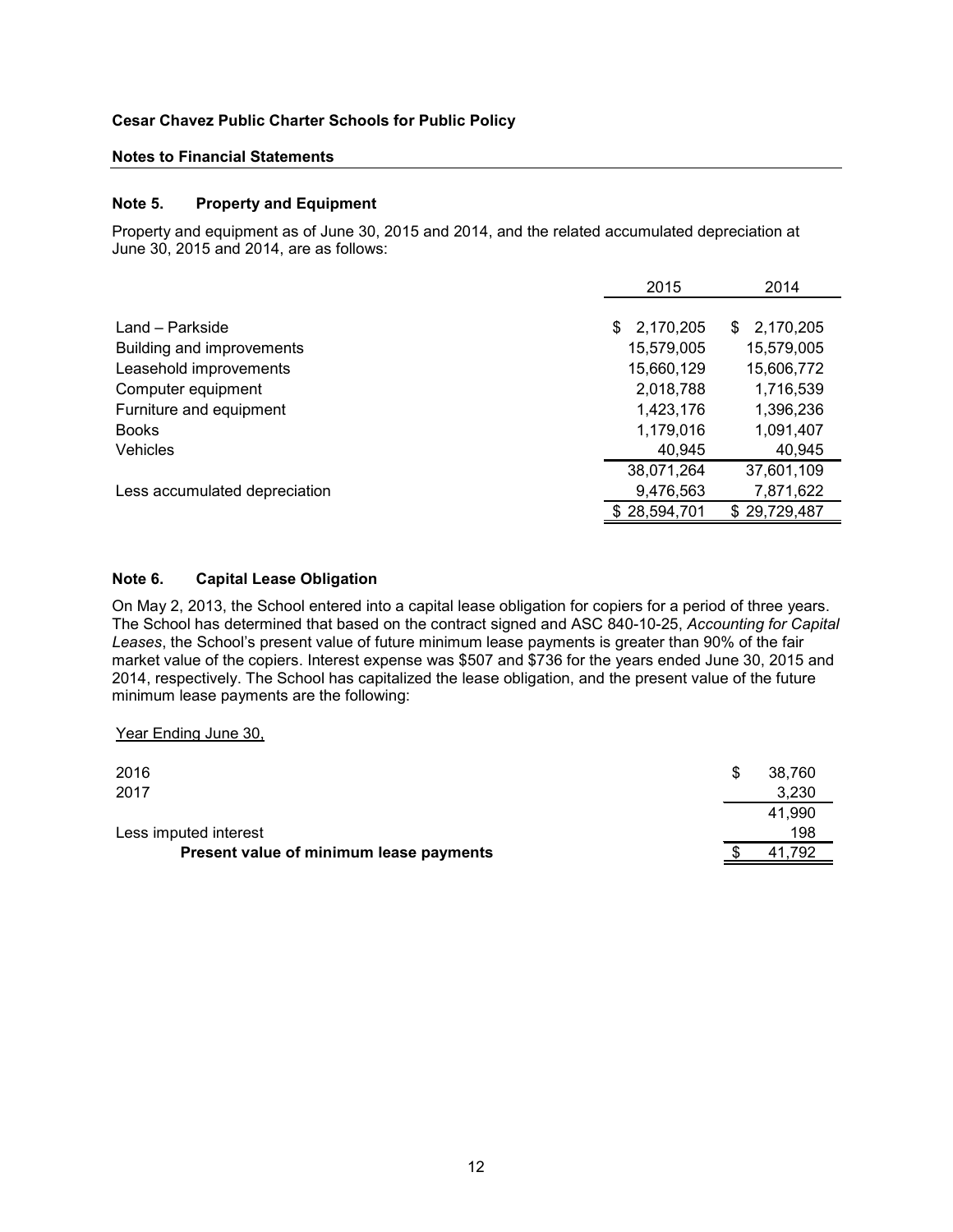**Cesar Chavez Public Charter Schools for Public Policy**

**Notes to Financial Statements**

## Note 5. Property and Equipment

Property and equipment as of June 30, 2015 and 2014, and the related accumulated depreciation at June 30, 2015 and 2014, are as follows:

| | 2015 | 2014 |
|---|---|---|
| Land – Parkside | $ 2,170,205 | $ 2,170,205 |
| Building and improvements | 15,579,005 | 15,579,005 |
| Leasehold improvements | 15,660,129 | 15,606,772 |
| Computer equipment | 2,018,788 | 1,716,539 |
| Furniture and equipment | 1,423,176 | 1,396,236 |
| Books | 1,179,016 | 1,091,407 |
| Vehicles | 40,945 | 40,945 |
| | 38,071,264 | 37,601,109 |
| Less accumulated depreciation | 9,476,563 | 7,871,622 |
| | $ 28,594,701 | $ 29,729,487 |

## Note 6. Capital Lease Obligation

On May 2, 2013, the School entered into a capital lease obligation for copiers for a period of three years. The School has determined that based on the contract signed and ASC 840-10-25, *Accounting for Capital Leases*, the School's present value of future minimum lease payments is greater than 90% of the fair market value of the copiers. Interest expense was $507 and $736 for the years ended June 30, 2015 and 2014, respectively. The School has capitalized the lease obligation, and the present value of the future minimum lease payments are the following:

| Year Ending June 30, | |
|---|---|
| 2016 | $ 38,760 |
| 2017 | 3,230 |
| | 41,990 |
| Less imputed interest | 198 |
| **Present value of minimum lease payments** | $ 41,792 |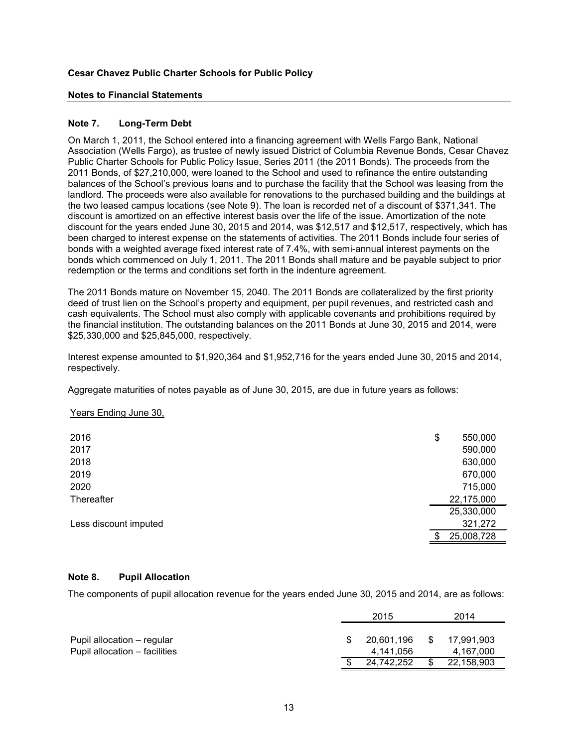**Cesar Chavez Public Charter Schools for Public Policy**

**Notes to Financial Statements**

### Note 7. Long-Term Debt

On March 1, 2011, the School entered into a financing agreement with Wells Fargo Bank, National Association (Wells Fargo), as trustee of newly issued District of Columbia Revenue Bonds, Cesar Chavez Public Charter Schools for Public Policy Issue, Series 2011 (the 2011 Bonds). The proceeds from the 2011 Bonds, of $27,210,000, were loaned to the School and used to refinance the entire outstanding balances of the School's previous loans and to purchase the facility that the School was leasing from the landlord. The proceeds were also available for renovations to the purchased building and the buildings at the two leased campus locations (see Note 9). The loan is recorded net of a discount of $371,341. The discount is amortized on an effective interest basis over the life of the issue. Amortization of the note discount for the years ended June 30, 2015 and 2014, was $12,517 and $12,517, respectively, which has been charged to interest expense on the statements of activities. The 2011 Bonds include four series of bonds with a weighted average fixed interest rate of 7.4%, with semi-annual interest payments on the bonds which commenced on July 1, 2011. The 2011 Bonds shall mature and be payable subject to prior redemption or the terms and conditions set forth in the indenture agreement.

The 2011 Bonds mature on November 15, 2040. The 2011 Bonds are collateralized by the first priority deed of trust lien on the School's property and equipment, per pupil revenues, and restricted cash and cash equivalents. The School must also comply with applicable covenants and prohibitions required by the financial institution. The outstanding balances on the 2011 Bonds at June 30, 2015 and 2014, were $25,330,000 and $25,845,000, respectively.

Interest expense amounted to $1,920,364 and $1,952,716 for the years ended June 30, 2015 and 2014, respectively.

Aggregate maturities of notes payable as of June 30, 2015, are due in future years as follows:

| Years Ending June 30, | |
|---|---|
| 2016 | $ 550,000 |
| 2017 | 590,000 |
| 2018 | 630,000 |
| 2019 | 670,000 |
| 2020 | 715,000 |
| Thereafter | 22,175,000 |
| | 25,330,000 |
| Less discount imputed | 321,272 |
| | $ 25,008,728 |

### Note 8. Pupil Allocation

The components of pupil allocation revenue for the years ended June 30, 2015 and 2014, are as follows:

| | 2015 | 2014 |
|---|---|---|
| Pupil allocation – regular | $ 20,601,196 | $ 17,991,903 |
| Pupil allocation – facilities | 4,141,056 | 4,167,000 |
| | $ 24,742,252 | $ 22,158,903 |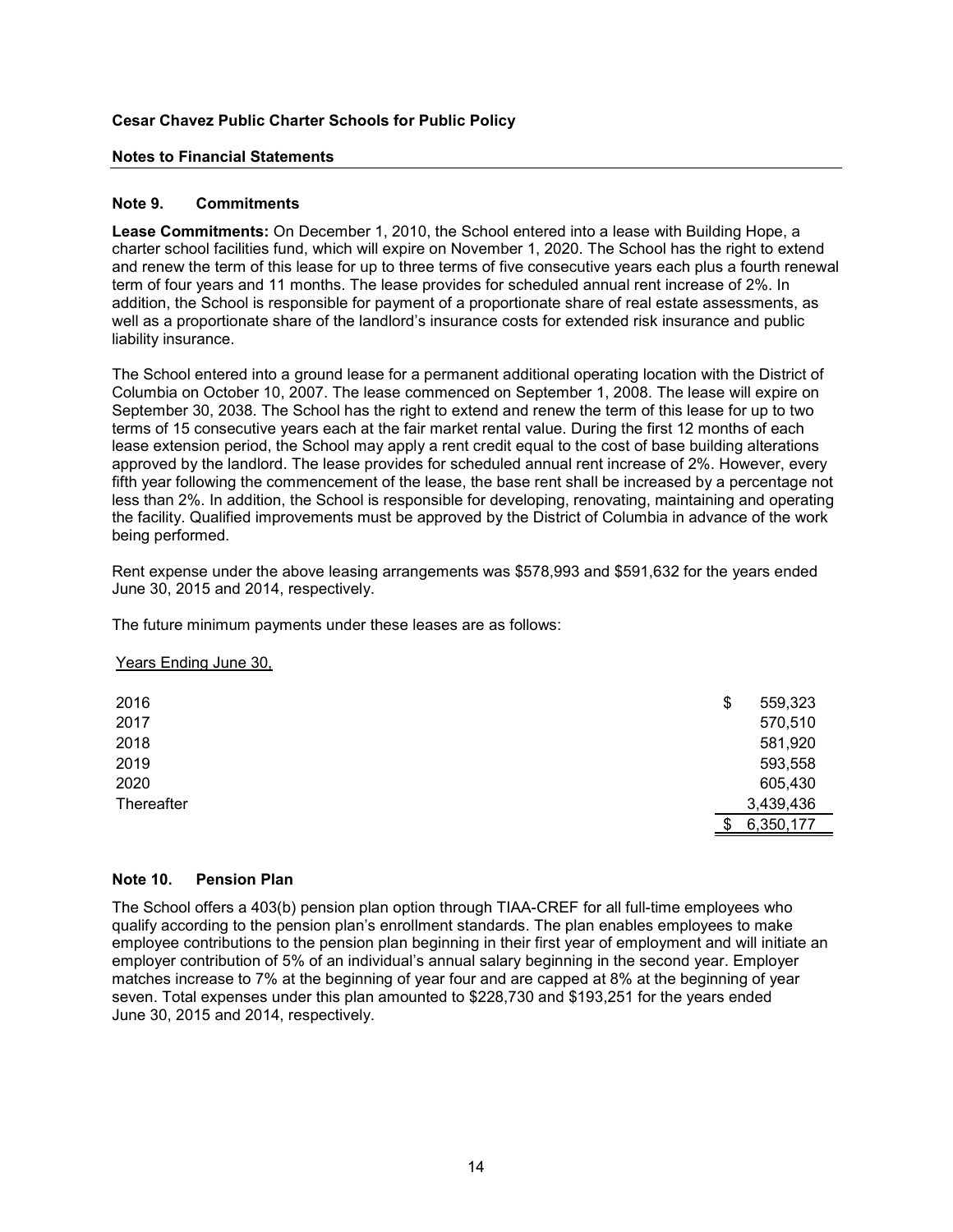**Cesar Chavez Public Charter Schools for Public Policy**

**Notes to Financial Statements**

## Note 9. Commitments

**Lease Commitments:** On December 1, 2010, the School entered into a lease with Building Hope, a charter school facilities fund, which will expire on November 1, 2020. The School has the right to extend and renew the term of this lease for up to three terms of five consecutive years each plus a fourth renewal term of four years and 11 months. The lease provides for scheduled annual rent increase of 2%. In addition, the School is responsible for payment of a proportionate share of real estate assessments, as well as a proportionate share of the landlord's insurance costs for extended risk insurance and public liability insurance.

The School entered into a ground lease for a permanent additional operating location with the District of Columbia on October 10, 2007. The lease commenced on September 1, 2008. The lease will expire on September 30, 2038. The School has the right to extend and renew the term of this lease for up to two terms of 15 consecutive years each at the fair market rental value. During the first 12 months of each lease extension period, the School may apply a rent credit equal to the cost of base building alterations approved by the landlord. The lease provides for scheduled annual rent increase of 2%. However, every fifth year following the commencement of the lease, the base rent shall be increased by a percentage not less than 2%. In addition, the School is responsible for developing, renovating, maintaining and operating the facility. Qualified improvements must be approved by the District of Columbia in advance of the work being performed.

Rent expense under the above leasing arrangements was $578,993 and $591,632 for the years ended June 30, 2015 and 2014, respectively.

The future minimum payments under these leases are as follows:

| Years Ending June 30, | |
|---|---|
| 2016 | $ 559,323 |
| 2017 | 570,510 |
| 2018 | 581,920 |
| 2019 | 593,558 |
| 2020 | 605,430 |
| Thereafter | 3,439,436 |
| | $ 6,350,177 |

## Note 10. Pension Plan

The School offers a 403(b) pension plan option through TIAA-CREF for all full-time employees who qualify according to the pension plan's enrollment standards. The plan enables employees to make employee contributions to the pension plan beginning in their first year of employment and will initiate an employer contribution of 5% of an individual's annual salary beginning in the second year. Employer matches increase to 7% at the beginning of year four and are capped at 8% at the beginning of year seven. Total expenses under this plan amounted to $228,730 and $193,251 for the years ended June 30, 2015 and 2014, respectively.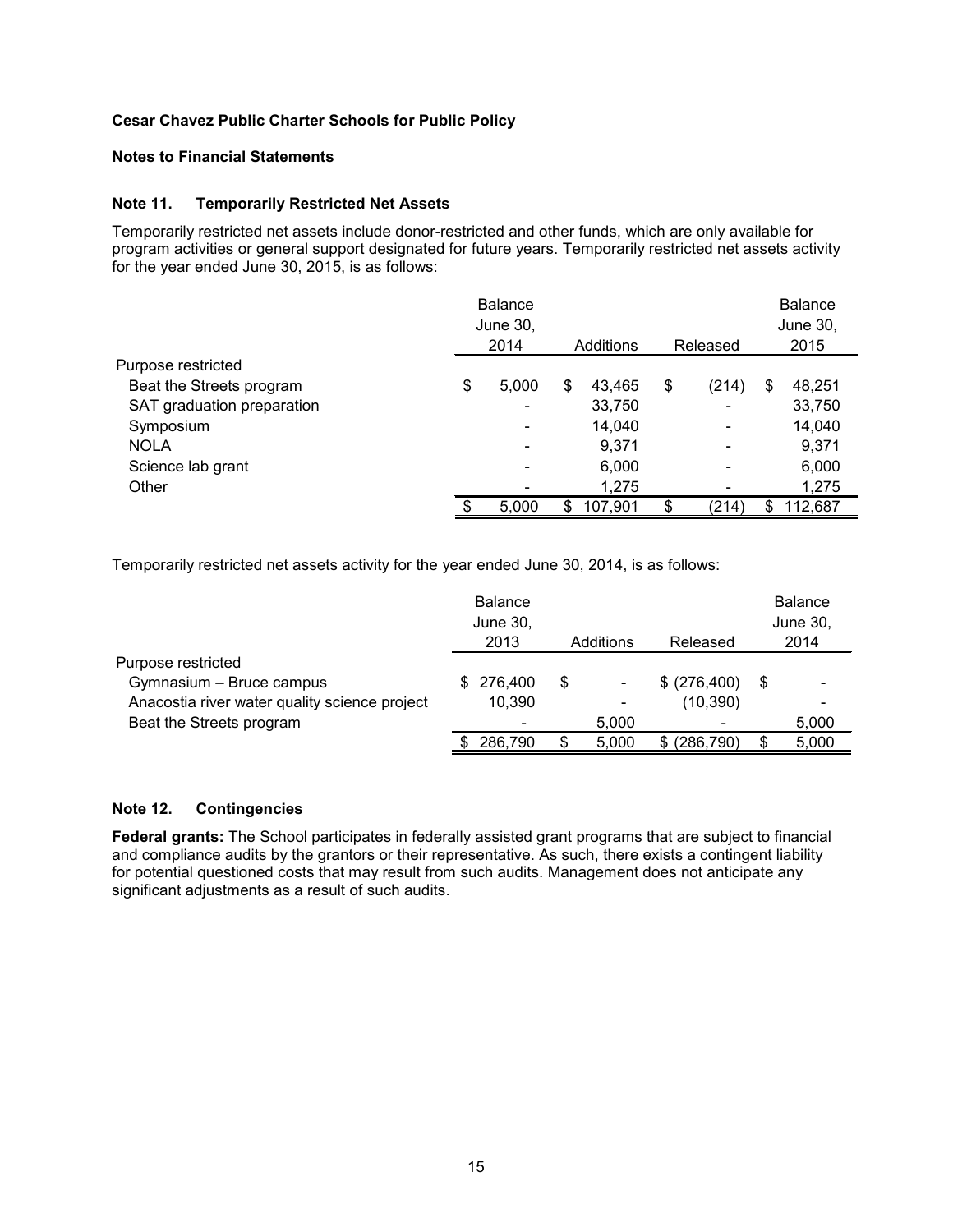**Cesar Chavez Public Charter Schools for Public Policy**

**Notes to Financial Statements**

### Note 11. Temporarily Restricted Net Assets

Temporarily restricted net assets include donor-restricted and other funds, which are only available for program activities or general support designated for future years. Temporarily restricted net assets activity for the year ended June 30, 2015, is as follows:

| | Balance June 30, 2014 | Additions | Released | Balance June 30, 2015 |
|---|---|---|---|---|
| Purpose restricted | | | | |
| Beat the Streets program | $ 5,000 | $ 43,465 | $ (214) | $ 48,251 |
| SAT graduation preparation | - | 33,750 | - | 33,750 |
| Symposium | - | 14,040 | - | 14,040 |
| NOLA | - | 9,371 | - | 9,371 |
| Science lab grant | - | 6,000 | - | 6,000 |
| Other | - | 1,275 | - | 1,275 |
| | $ 5,000 | $ 107,901 | $ (214) | $ 112,687 |

Temporarily restricted net assets activity for the year ended June 30, 2014, is as follows:

| | Balance June 30, 2013 | Additions | Released | Balance June 30, 2014 |
|---|---|---|---|---|
| Purpose restricted | | | | |
| Gymnasium – Bruce campus | $ 276,400 | $ - | $ (276,400) | $ - |
| Anacostia river water quality science project | 10,390 | - | (10,390) | - |
| Beat the Streets program | - | 5,000 | - | 5,000 |
| | $ 286,790 | $ 5,000 | $ (286,790) | $ 5,000 |

### Note 12. Contingencies

**Federal grants:** The School participates in federally assisted grant programs that are subject to financial and compliance audits by the grantors or their representative. As such, there exists a contingent liability for potential questioned costs that may result from such audits. Management does not anticipate any significant adjustments as a result of such audits.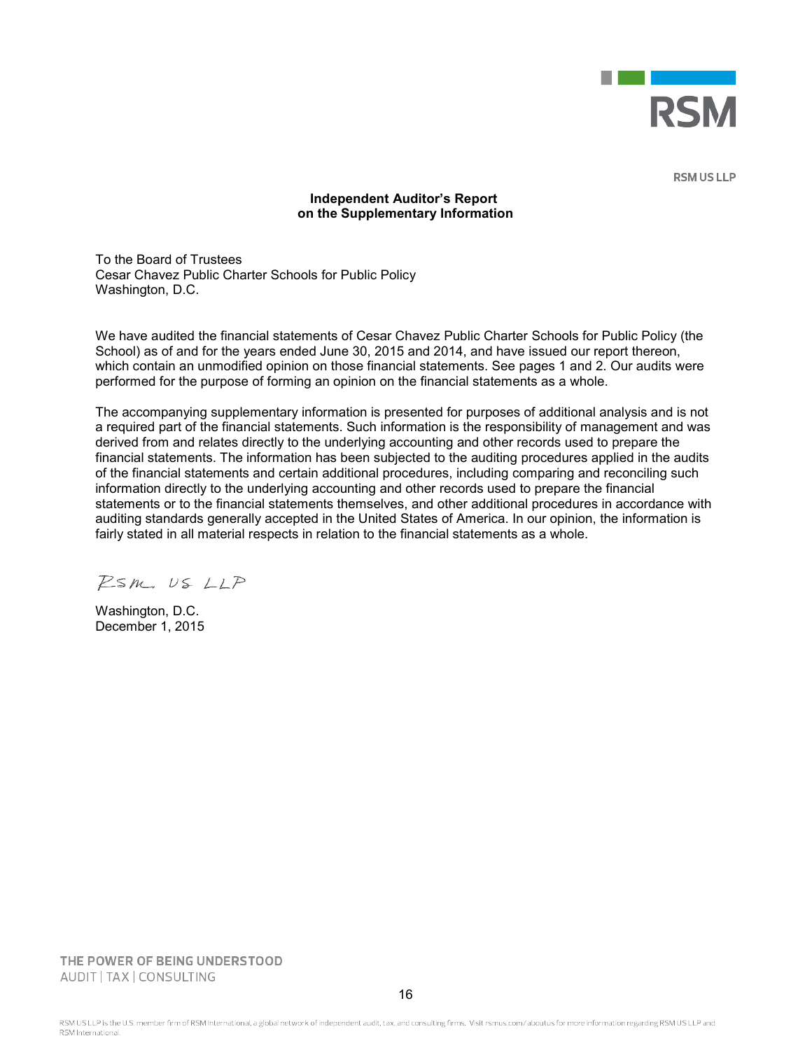RSM US LLP

**Independent Auditor's Report on the Supplementary Information**

To the Board of Trustees
Cesar Chavez Public Charter Schools for Public Policy
Washington, D.C.

We have audited the financial statements of Cesar Chavez Public Charter Schools for Public Policy (the School) as of and for the years ended June 30, 2015 and 2014, and have issued our report thereon, which contain an unmodified opinion on those financial statements. See pages 1 and 2. Our audits were performed for the purpose of forming an opinion on the financial statements as a whole.

The accompanying supplementary information is presented for purposes of additional analysis and is not a required part of the financial statements. Such information is the responsibility of management and was derived from and relates directly to the underlying accounting and other records used to prepare the financial statements. The information has been subjected to the auditing procedures applied in the audits of the financial statements and certain additional procedures, including comparing and reconciling such information directly to the underlying accounting and other records used to prepare the financial statements or to the financial statements themselves, and other additional procedures in accordance with auditing standards generally accepted in the United States of America. In our opinion, the information is fairly stated in all material respects in relation to the financial statements as a whole.

RSM US LLP

Washington, D.C.
December 1, 2015

THE POWER OF BEING UNDERSTOOD
AUDIT | TAX | CONSULTING

RSM US LLP is the U.S. member firm of RSM International, a global network of independent audit, tax, and consulting firms. Visit rsmus.com/aboutus for more information regarding RSM US LLP and RSM International.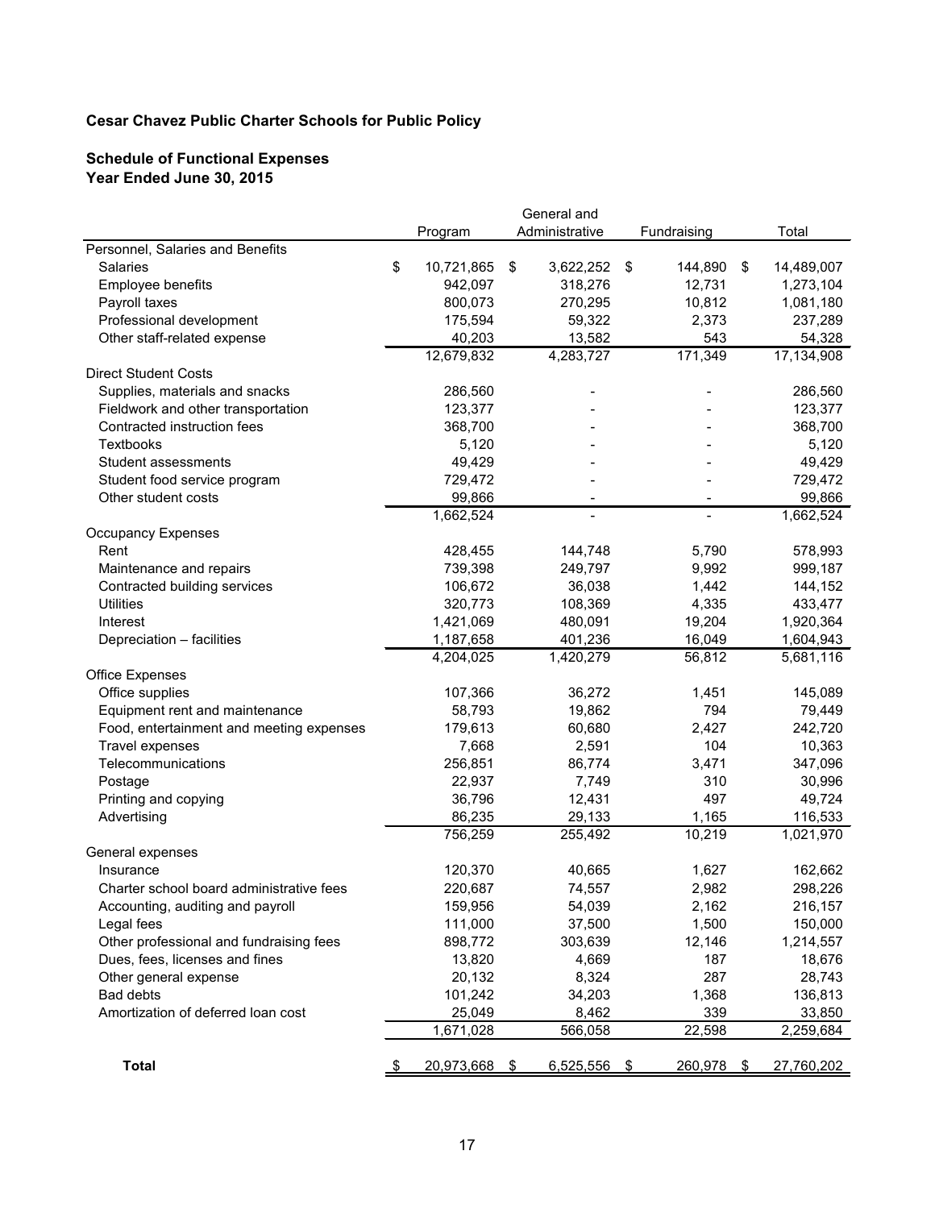**Cesar Chavez Public Charter Schools for Public Policy**

**Schedule of Functional Expenses**
**Year Ended June 30, 2015**

| | Program | General and Administrative | Fundraising | Total |
|---|---|---|---|---|
| Personnel, Salaries and Benefits | | | | |
| Salaries | $ 10,721,865 | $ 3,622,252 | $ 144,890 | $ 14,489,007 |
| Employee benefits | 942,097 | 318,276 | 12,731 | 1,273,104 |
| Payroll taxes | 800,073 | 270,295 | 10,812 | 1,081,180 |
| Professional development | 175,594 | 59,322 | 2,373 | 237,289 |
| Other staff-related expense | 40,203 | 13,582 | 543 | 54,328 |
| | 12,679,832 | 4,283,727 | 171,349 | 17,134,908 |
| Direct Student Costs | | | | |
| Supplies, materials and snacks | 286,560 | - | - | 286,560 |
| Fieldwork and other transportation | 123,377 | - | - | 123,377 |
| Contracted instruction fees | 368,700 | - | - | 368,700 |
| Textbooks | 5,120 | - | - | 5,120 |
| Student assessments | 49,429 | - | - | 49,429 |
| Student food service program | 729,472 | - | - | 729,472 |
| Other student costs | 99,866 | - | - | 99,866 |
| | 1,662,524 | - | - | 1,662,524 |
| Occupancy Expenses | | | | |
| Rent | 428,455 | 144,748 | 5,790 | 578,993 |
| Maintenance and repairs | 739,398 | 249,797 | 9,992 | 999,187 |
| Contracted building services | 106,672 | 36,038 | 1,442 | 144,152 |
| Utilities | 320,773 | 108,369 | 4,335 | 433,477 |
| Interest | 1,421,069 | 480,091 | 19,204 | 1,920,364 |
| Depreciation – facilities | 1,187,658 | 401,236 | 16,049 | 1,604,943 |
| | 4,204,025 | 1,420,279 | 56,812 | 5,681,116 |
| Office Expenses | | | | |
| Office supplies | 107,366 | 36,272 | 1,451 | 145,089 |
| Equipment rent and maintenance | 58,793 | 19,862 | 794 | 79,449 |
| Food, entertainment and meeting expenses | 179,613 | 60,680 | 2,427 | 242,720 |
| Travel expenses | 7,668 | 2,591 | 104 | 10,363 |
| Telecommunications | 256,851 | 86,774 | 3,471 | 347,096 |
| Postage | 22,937 | 7,749 | 310 | 30,996 |
| Printing and copying | 36,796 | 12,431 | 497 | 49,724 |
| Advertising | 86,235 | 29,133 | 1,165 | 116,533 |
| | 756,259 | 255,492 | 10,219 | 1,021,970 |
| General expenses | | | | |
| Insurance | 120,370 | 40,665 | 1,627 | 162,662 |
| Charter school board administrative fees | 220,687 | 74,557 | 2,982 | 298,226 |
| Accounting, auditing and payroll | 159,956 | 54,039 | 2,162 | 216,157 |
| Legal fees | 111,000 | 37,500 | 1,500 | 150,000 |
| Other professional and fundraising fees | 898,772 | 303,639 | 12,146 | 1,214,557 |
| Dues, fees, licenses and fines | 13,820 | 4,669 | 187 | 18,676 |
| Other general expense | 20,132 | 8,324 | 287 | 28,743 |
| Bad debts | 101,242 | 34,203 | 1,368 | 136,813 |
| Amortization of deferred loan cost | 25,049 | 8,462 | 339 | 33,850 |
| | 1,671,028 | 566,058 | 22,598 | 2,259,684 |
| **Total** | $ 20,973,668 | $ 6,525,556 | $ 260,978 | $ 27,760,202 |